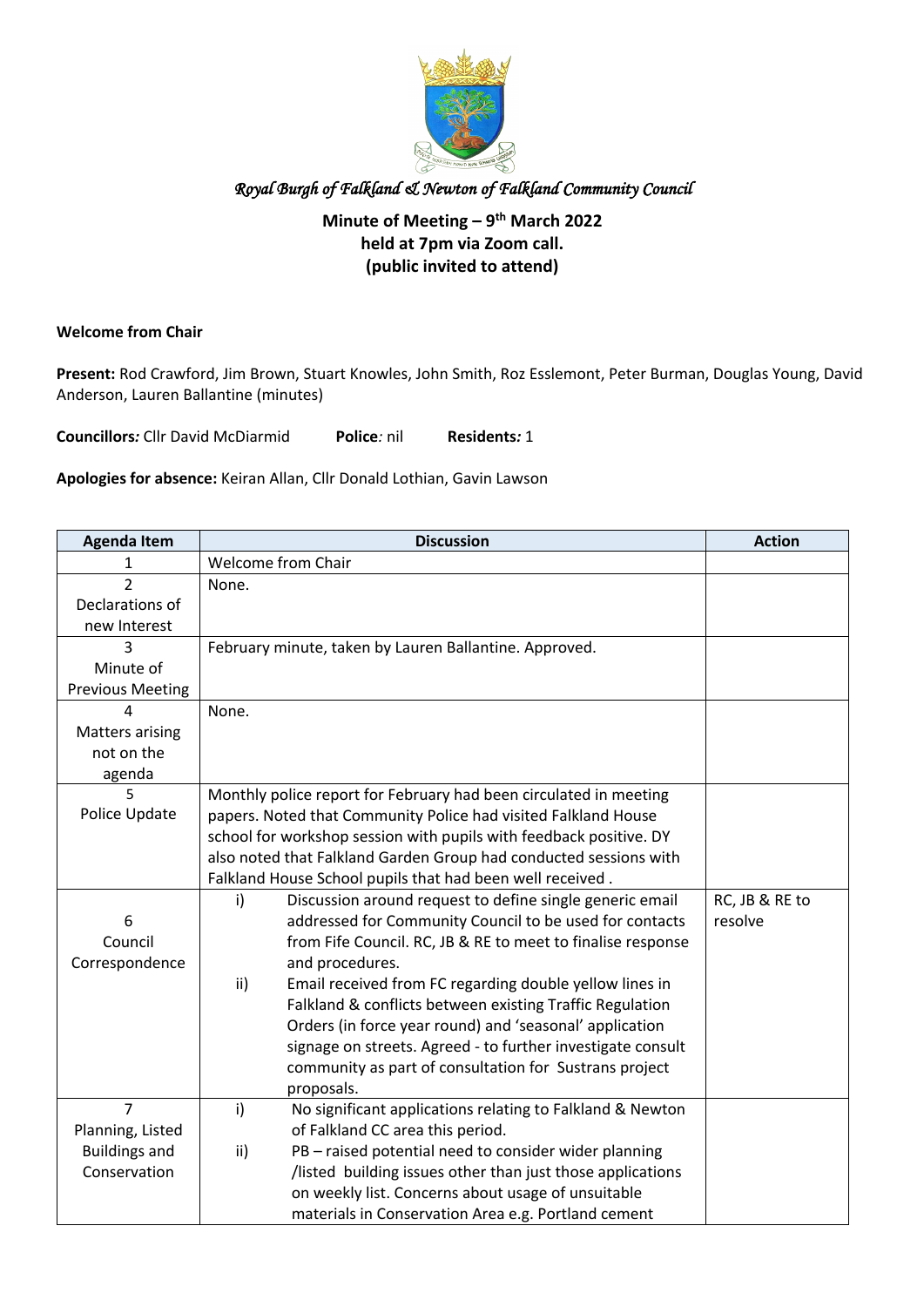*Royal Burgh of Falkland & Newton of Falkland Community Council*

**Minute of Meeting – 9th March 2022**
**held at 7pm via Zoom call.**
**(public invited to attend)**

**Welcome from Chair**

**Present:** Rod Crawford, Jim Brown, Stuart Knowles, John Smith, Roz Esslemont, Peter Burman, Douglas Young, David Anderson, Lauren Ballantine (minutes)

**Councillors***:* Cllr David McDiarmid **Police***:* nil **Residents***:* 1

**Apologies for absence:** Keiran Allan, Cllr Donald Lothian, Gavin Lawson

| Agenda Item | Discussion | Action |
|---|---|---|
| 1 | Welcome from Chair | |
| 2 Declarations of new Interest | None. | |
| 3 Minute of Previous Meeting | February minute, taken by Lauren Ballantine. Approved. | |
| 4 Matters arising not on the agenda | None. | |
| 5 Police Update | Monthly police report for February had been circulated in meeting papers. Noted that Community Police had visited Falkland House school for workshop session with pupils with feedback positive. DY also noted that Falkland Garden Group had conducted sessions with Falkland House School pupils that had been well received . | |
| 6 Council Correspondence | i) Discussion around request to define single generic email addressed for Community Council to be used for contacts from Fife Council. RC, JB & RE to meet to finalise response and procedures.<br>ii) Email received from FC regarding double yellow lines in Falkland & conflicts between existing Traffic Regulation Orders (in force year round) and 'seasonal' application signage on streets. Agreed - to further investigate consult community as part of consultation for Sustrans project proposals. | RC, JB & RE to resolve |
| 7 Planning, Listed Buildings and Conservation | i) No significant applications relating to Falkland & Newton of Falkland CC area this period.<br>ii) PB – raised potential need to consider wider planning /listed building issues other than just those applications on weekly list. Concerns about usage of unsuitable materials in Conservation Area e.g. Portland cement | |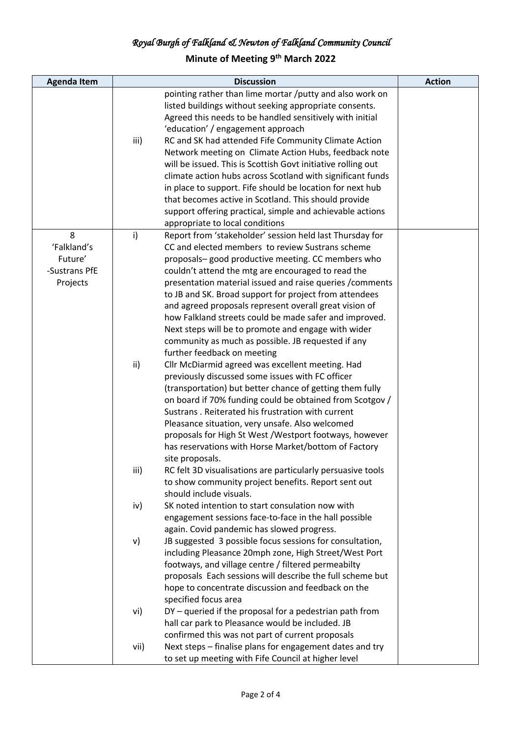*Royal Burgh of Falkland & Newton of Falkland Community Council*

**Minute of Meeting 9th March 2022**

| Agenda Item | Discussion | Action |
|---|---|---|
| | pointing rather than lime mortar /putty and also work on listed buildings without seeking appropriate consents. Agreed this needs to be handled sensitively with initial 'education' / engagement approach<br>iii) RC and SK had attended Fife Community Climate Action Network meeting on Climate Action Hubs, feedback note will be issued. This is Scottish Govt initiative rolling out climate action hubs across Scotland with significant funds in place to support. Fife should be location for next hub that becomes active in Scotland. This should provide support offering practical, simple and achievable actions appropriate to local conditions | |
| 8 'Falkland's Future' -Sustrans PfE Projects | i) Report from 'stakeholder' session held last Thursday for CC and elected members to review Sustrans scheme proposals– good productive meeting. CC members who couldn't attend the mtg are encouraged to read the presentation material issued and raise queries /comments to JB and SK. Broad support for project from attendees and agreed proposals represent overall great vision of how Falkland streets could be made safer and improved. Next steps will be to promote and engage with wider community as much as possible. JB requested if any further feedback on meeting<br>ii) Cllr McDiarmid agreed was excellent meeting. Had previously discussed some issues with FC officer (transportation) but better chance of getting them fully on board if 70% funding could be obtained from Scotgov / Sustrans . Reiterated his frustration with current Pleasance situation, very unsafe. Also welcomed proposals for High St West /Westport footways, however has reservations with Horse Market/bottom of Factory site proposals.<br>iii) RC felt 3D visualisations are particularly persuasive tools to show community project benefits. Report sent out should include visuals.<br>iv) SK noted intention to start consulation now with engagement sessions face-to-face in the hall possible again. Covid pandemic has slowed progress.<br>v) JB suggested 3 possible focus sessions for consultation, including Pleasance 20mph zone, High Street/West Port footways, and village centre / filtered permeabilty proposals Each sessions will describe the full scheme but hope to concentrate discussion and feedback on the specified focus area<br>vi) DY – queried if the proposal for a pedestrian path from hall car park to Pleasance would be included. JB confirmed this was not part of current proposals<br>vii) Next steps – finalise plans for engagement dates and try to set up meeting with Fife Council at higher level | |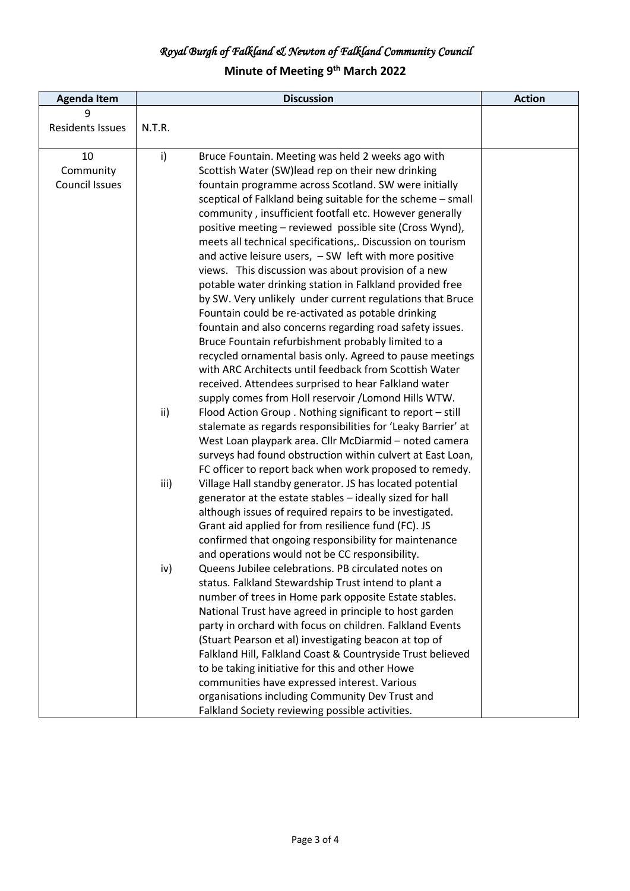# *Royal Burgh of Falkland & Newton of Falkland Community Council*

## Minute of Meeting 9th March 2022

| Agenda Item | Discussion | Action |
|---|---|---|
| 9 Residents Issues | N.T.R. | |
| 10 Community Council Issues | i) Bruce Fountain. Meeting was held 2 weeks ago with Scottish Water (SW)lead rep on their new drinking fountain programme across Scotland. SW were initially sceptical of Falkland being suitable for the scheme – small community , insufficient footfall etc. However generally positive meeting – reviewed possible site (Cross Wynd), meets all technical specifications,. Discussion on tourism and active leisure users, – SW left with more positive views. This discussion was about provision of a new potable water drinking station in Falkland provided free by SW. Very unlikely under current regulations that Bruce Fountain could be re-activated as potable drinking fountain and also concerns regarding road safety issues. Bruce Fountain refurbishment probably limited to a recycled ornamental basis only. Agreed to pause meetings with ARC Architects until feedback from Scottish Water received. Attendees surprised to hear Falkland water supply comes from Holl reservoir /Lomond Hills WTW.<br>ii) Flood Action Group . Nothing significant to report – still stalemate as regards responsibilities for 'Leaky Barrier' at West Loan playpark area. Cllr McDiarmid – noted camera surveys had found obstruction within culvert at East Loan, FC officer to report back when work proposed to remedy.<br>iii) Village Hall standby generator. JS has located potential generator at the estate stables – ideally sized for hall although issues of required repairs to be investigated. Grant aid applied for from resilience fund (FC). JS confirmed that ongoing responsibility for maintenance and operations would not be CC responsibility.<br>iv) Queens Jubilee celebrations. PB circulated notes on status. Falkland Stewardship Trust intend to plant a number of trees in Home park opposite Estate stables. National Trust have agreed in principle to host garden party in orchard with focus on children. Falkland Events (Stuart Pearson et al) investigating beacon at top of Falkland Hill, Falkland Coast & Countryside Trust believed to be taking initiative for this and other Howe communities have expressed interest. Various organisations including Community Dev Trust and Falkland Society reviewing possible activities. | |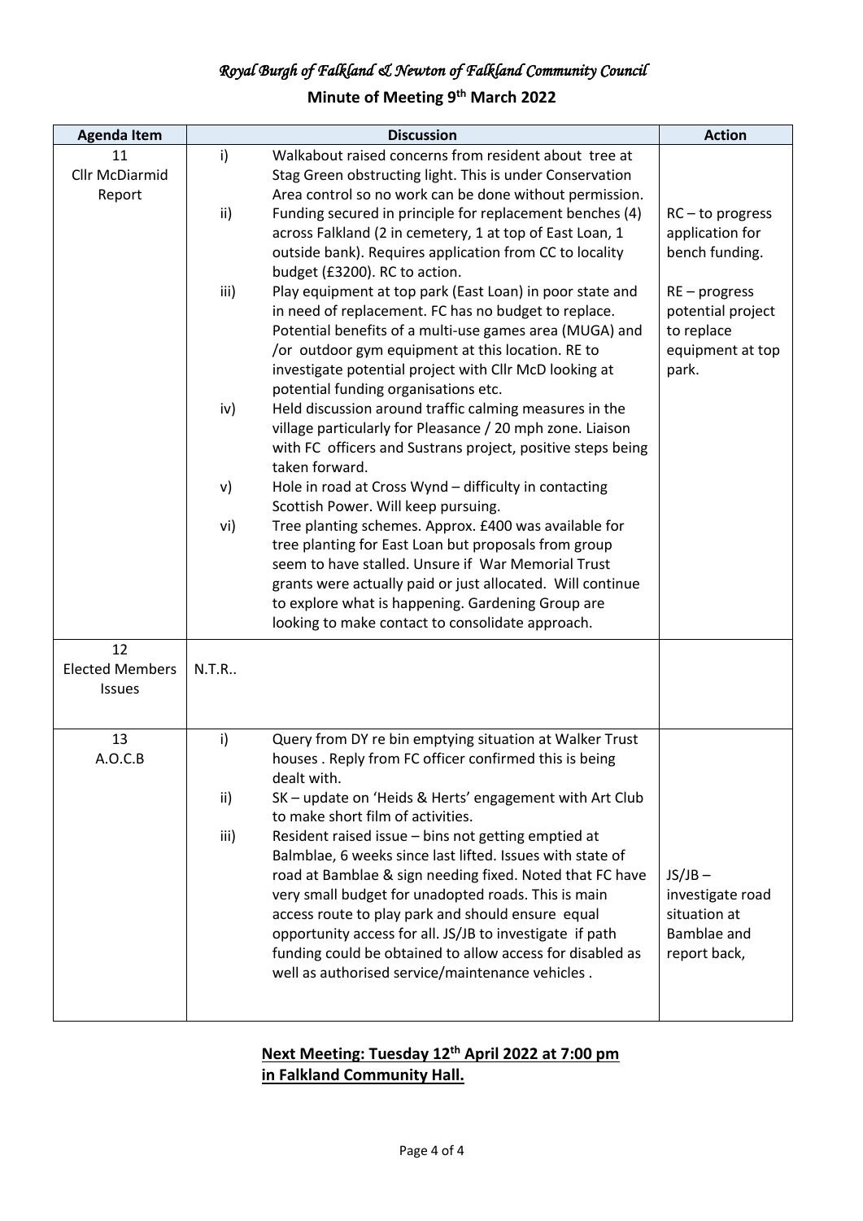*Royal Burgh of Falkland & Newton of Falkland Community Council*

**Minute of Meeting 9th March 2022**

| Agenda Item | Discussion | Action |
|---|---|---|
| 11 Cllr McDiarmid Report | i) Walkabout raised concerns from resident about tree at Stag Green obstructing light. This is under Conservation Area control so no work can be done without permission.<br>ii) Funding secured in principle for replacement benches (4) across Falkland (2 in cemetery, 1 at top of East Loan, 1 outside bank). Requires application from CC to locality budget (£3200). RC to action.<br>iii) Play equipment at top park (East Loan) in poor state and in need of replacement. FC has no budget to replace. Potential benefits of a multi-use games area (MUGA) and /or outdoor gym equipment at this location. RE to investigate potential project with Cllr McD looking at potential funding organisations etc.<br>iv) Held discussion around traffic calming measures in the village particularly for Pleasance / 20 mph zone. Liaison with FC officers and Sustrans project, positive steps being taken forward.<br>v) Hole in road at Cross Wynd – difficulty in contacting Scottish Power. Will keep pursuing.<br>vi) Tree planting schemes. Approx. £400 was available for tree planting for East Loan but proposals from group seem to have stalled. Unsure if War Memorial Trust grants were actually paid or just allocated. Will continue to explore what is happening. Gardening Group are looking to make contact to consolidate approach. | RC – to progress application for bench funding.<br><br>RE – progress potential project to replace equipment at top park. |
| 12 Elected Members Issues | N.T.R.. | |
| 13 A.O.C.B | i) Query from DY re bin emptying situation at Walker Trust houses . Reply from FC officer confirmed this is being dealt with.<br>ii) SK – update on 'Heids & Herts' engagement with Art Club to make short film of activities.<br>iii) Resident raised issue – bins not getting emptied at Balmblae, 6 weeks since last lifted. Issues with state of road at Bamblae & sign needing fixed. Noted that FC have very small budget for unadopted roads. This is main access route to play park and should ensure equal opportunity access for all. JS/JB to investigate if path funding could be obtained to allow access for disabled as well as authorised service/maintenance vehicles . | JS/JB – investigate road situation at Bamblae and report back, |

**Next Meeting: Tuesday 12th April 2022 at 7:00 pm in Falkland Community Hall.**